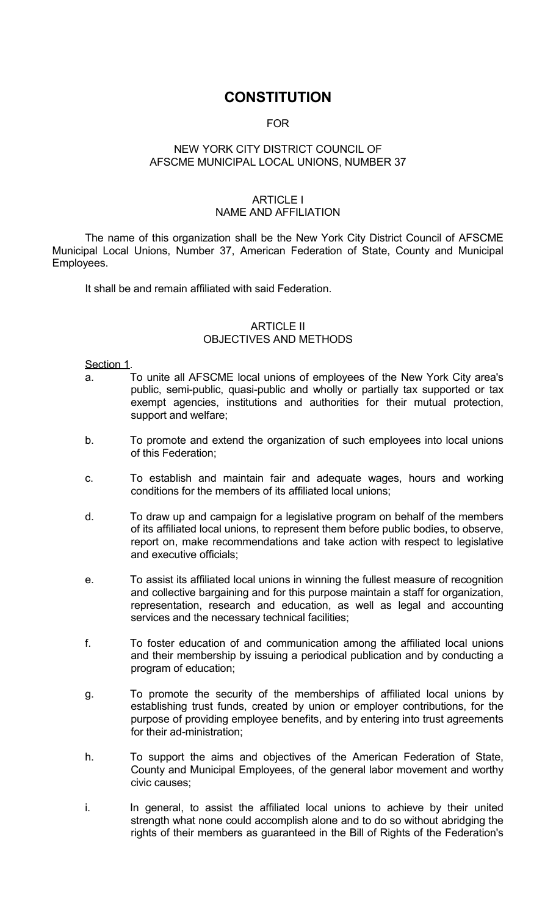# CONSTITUTION

FOR

NEW YORK CITY DISTRICT COUNCIL OF
AFSCME MUNICIPAL LOCAL UNIONS, NUMBER 37

## ARTICLE I
## NAME AND AFFILIATION

The name of this organization shall be the New York City District Council of AFSCME Municipal Local Unions, Number 37, American Federation of State, County and Municipal Employees.

It shall be and remain affiliated with said Federation.

## ARTICLE II
## OBJECTIVES AND METHODS

Section 1.

a. To unite all AFSCME local unions of employees of the New York City area's public, semi-public, quasi-public and wholly or partially tax supported or tax exempt agencies, institutions and authorities for their mutual protection, support and welfare;

b. To promote and extend the organization of such employees into local unions of this Federation;

c. To establish and maintain fair and adequate wages, hours and working conditions for the members of its affiliated local unions;

d. To draw up and campaign for a legislative program on behalf of the members of its affiliated local unions, to represent them before public bodies, to observe, report on, make recommendations and take action with respect to legislative and executive officials;

e. To assist its affiliated local unions in winning the fullest measure of recognition and collective bargaining and for this purpose maintain a staff for organization, representation, research and education, as well as legal and accounting services and the necessary technical facilities;

f. To foster education of and communication among the affiliated local unions and their membership by issuing a periodical publication and by conducting a program of education;

g. To promote the security of the memberships of affiliated local unions by establishing trust funds, created by union or employer contributions, for the purpose of providing employee benefits, and by entering into trust agreements for their ad-ministration;

h. To support the aims and objectives of the American Federation of State, County and Municipal Employees, of the general labor movement and worthy civic causes;

i. In general, to assist the affiliated local unions to achieve by their united strength what none could accomplish alone and to do so without abridging the rights of their members as guaranteed in the Bill of Rights of the Federation's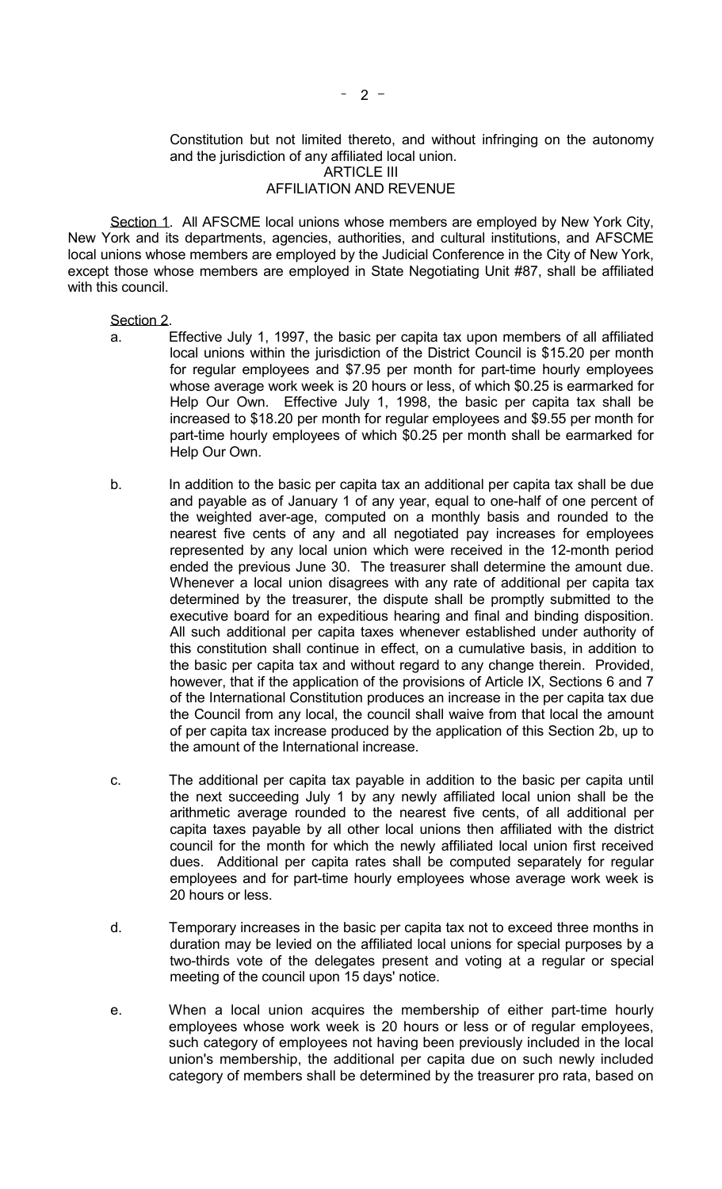Constitution but not limited thereto, and without infringing on the autonomy and the jurisdiction of any affiliated local union.

## ARTICLE III
## AFFILIATION AND REVENUE

Section 1. All AFSCME local unions whose members are employed by New York City, New York and its departments, agencies, authorities, and cultural institutions, and AFSCME local unions whose members are employed by the Judicial Conference in the City of New York, except those whose members are employed in State Negotiating Unit #87, shall be affiliated with this council.

Section 2.

a. Effective July 1, 1997, the basic per capita tax upon members of all affiliated local unions within the jurisdiction of the District Council is $15.20 per month for regular employees and $7.95 per month for part-time hourly employees whose average work week is 20 hours or less, of which $0.25 is earmarked for Help Our Own. Effective July 1, 1998, the basic per capita tax shall be increased to $18.20 per month for regular employees and $9.55 per month for part-time hourly employees of which $0.25 per month shall be earmarked for Help Our Own.

b. In addition to the basic per capita tax an additional per capita tax shall be due and payable as of January 1 of any year, equal to one-half of one percent of the weighted aver-age, computed on a monthly basis and rounded to the nearest five cents of any and all negotiated pay increases for employees represented by any local union which were received in the 12-month period ended the previous June 30. The treasurer shall determine the amount due. Whenever a local union disagrees with any rate of additional per capita tax determined by the treasurer, the dispute shall be promptly submitted to the executive board for an expeditious hearing and final and binding disposition. All such additional per capita taxes whenever established under authority of this constitution shall continue in effect, on a cumulative basis, in addition to the basic per capita tax and without regard to any change therein. Provided, however, that if the application of the provisions of Article IX, Sections 6 and 7 of the International Constitution produces an increase in the per capita tax due the Council from any local, the council shall waive from that local the amount of per capita tax increase produced by the application of this Section 2b, up to the amount of the International increase.

c. The additional per capita tax payable in addition to the basic per capita until the next succeeding July 1 by any newly affiliated local union shall be the arithmetic average rounded to the nearest five cents, of all additional per capita taxes payable by all other local unions then affiliated with the district council for the month for which the newly affiliated local union first received dues. Additional per capita rates shall be computed separately for regular employees and for part-time hourly employees whose average work week is 20 hours or less.

d. Temporary increases in the basic per capita tax not to exceed three months in duration may be levied on the affiliated local unions for special purposes by a two-thirds vote of the delegates present and voting at a regular or special meeting of the council upon 15 days' notice.

e. When a local union acquires the membership of either part-time hourly employees whose work week is 20 hours or less or of regular employees, such category of employees not having been previously included in the local union's membership, the additional per capita due on such newly included category of members shall be determined by the treasurer pro rata, based on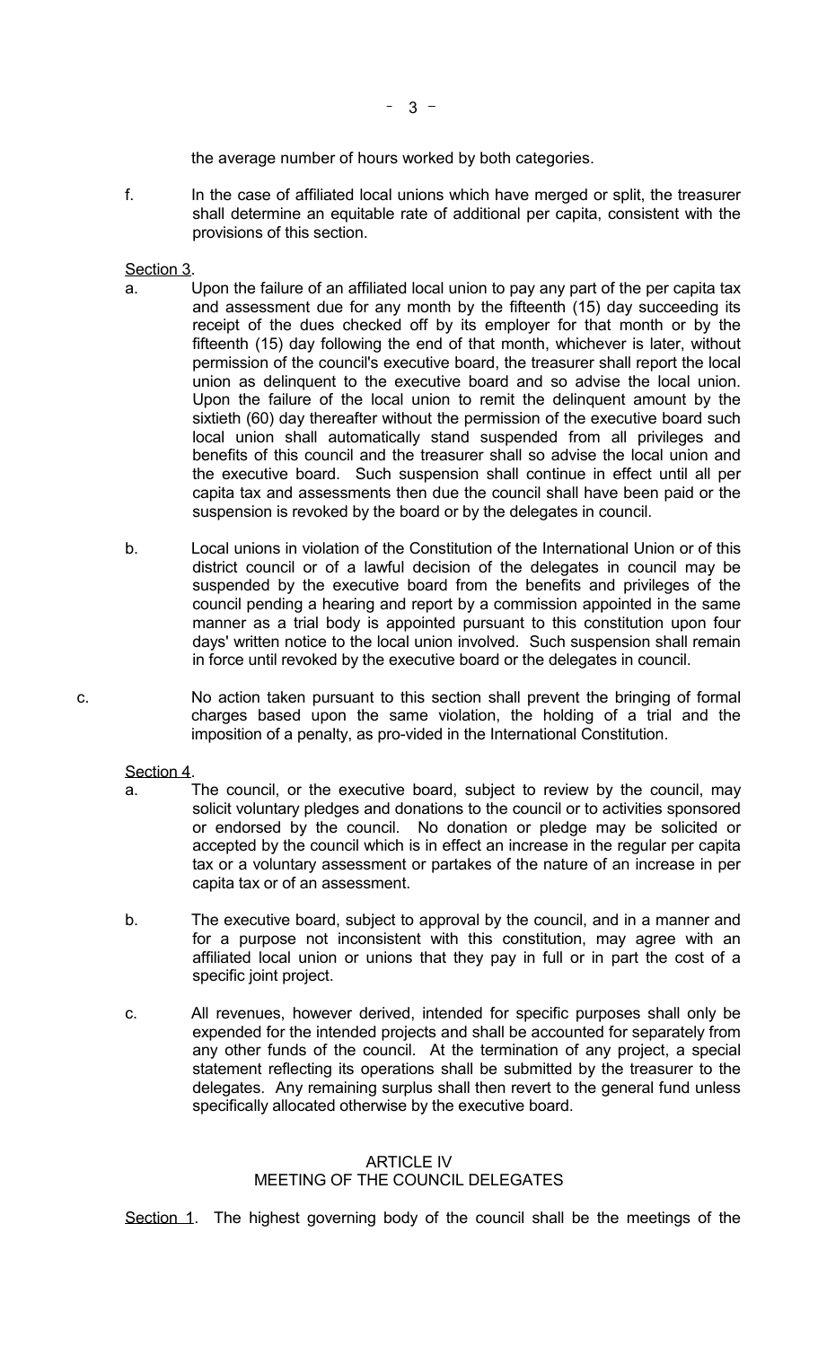the average number of hours worked by both categories.

f. In the case of affiliated local unions which have merged or split, the treasurer shall determine an equitable rate of additional per capita, consistent with the provisions of this section.

Section 3.

a. Upon the failure of an affiliated local union to pay any part of the per capita tax and assessment due for any month by the fifteenth (15) day succeeding its receipt of the dues checked off by its employer for that month or by the fifteenth (15) day following the end of that month, whichever is later, without permission of the council's executive board, the treasurer shall report the local union as delinquent to the executive board and so advise the local union. Upon the failure of the local union to remit the delinquent amount by the sixtieth (60) day thereafter without the permission of the executive board such local union shall automatically stand suspended from all privileges and benefits of this council and the treasurer shall so advise the local union and the executive board. Such suspension shall continue in effect until all per capita tax and assessments then due the council shall have been paid or the suspension is revoked by the board or by the delegates in council.

b. Local unions in violation of the Constitution of the International Union or of this district council or of a lawful decision of the delegates in council may be suspended by the executive board from the benefits and privileges of the council pending a hearing and report by a commission appointed in the same manner as a trial body is appointed pursuant to this constitution upon four days' written notice to the local union involved. Such suspension shall remain in force until revoked by the executive board or the delegates in council.

c. No action taken pursuant to this section shall prevent the bringing of formal charges based upon the same violation, the holding of a trial and the imposition of a penalty, as pro-vided in the International Constitution.

Section 4.

a. The council, or the executive board, subject to review by the council, may solicit voluntary pledges and donations to the council or to activities sponsored or endorsed by the council. No donation or pledge may be solicited or accepted by the council which is in effect an increase in the regular per capita tax or a voluntary assessment or partakes of the nature of an increase in per capita tax or of an assessment.

b. The executive board, subject to approval by the council, and in a manner and for a purpose not inconsistent with this constitution, may agree with an affiliated local union or unions that they pay in full or in part the cost of a specific joint project.

c. All revenues, however derived, intended for specific purposes shall only be expended for the intended projects and shall be accounted for separately from any other funds of the council. At the termination of any project, a special statement reflecting its operations shall be submitted by the treasurer to the delegates. Any remaining surplus shall then revert to the general fund unless specifically allocated otherwise by the executive board.

## ARTICLE IV
## MEETING OF THE COUNCIL DELEGATES

Section 1. The highest governing body of the council shall be the meetings of the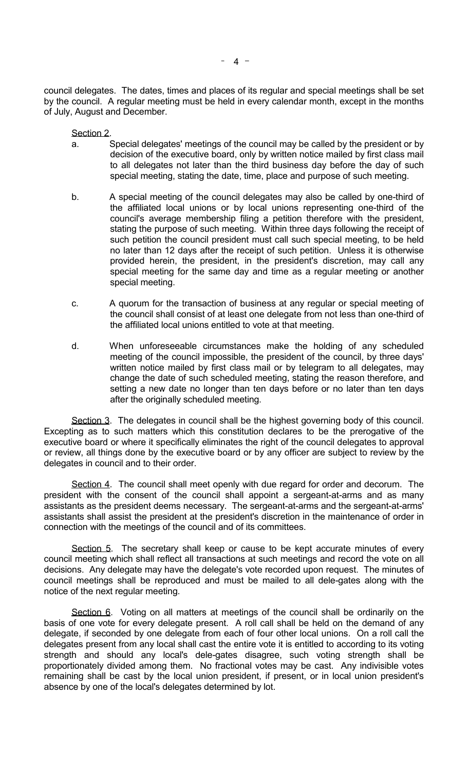council delegates. The dates, times and places of its regular and special meetings shall be set by the council. A regular meeting must be held in every calendar month, except in the months of July, August and December.

Section 2.

a. Special delegates' meetings of the council may be called by the president or by decision of the executive board, only by written notice mailed by first class mail to all delegates not later than the third business day before the day of such special meeting, stating the date, time, place and purpose of such meeting.

b. A special meeting of the council delegates may also be called by one-third of the affiliated local unions or by local unions representing one-third of the council's average membership filing a petition therefore with the president, stating the purpose of such meeting. Within three days following the receipt of such petition the council president must call such special meeting, to be held no later than 12 days after the receipt of such petition. Unless it is otherwise provided herein, the president, in the president's discretion, may call any special meeting for the same day and time as a regular meeting or another special meeting.

c. A quorum for the transaction of business at any regular or special meeting of the council shall consist of at least one delegate from not less than one-third of the affiliated local unions entitled to vote at that meeting.

d. When unforeseeable circumstances make the holding of any scheduled meeting of the council impossible, the president of the council, by three days' written notice mailed by first class mail or by telegram to all delegates, may change the date of such scheduled meeting, stating the reason therefore, and setting a new date no longer than ten days before or no later than ten days after the originally scheduled meeting.

Section 3. The delegates in council shall be the highest governing body of this council. Excepting as to such matters which this constitution declares to be the prerogative of the executive board or where it specifically eliminates the right of the council delegates to approval or review, all things done by the executive board or by any officer are subject to review by the delegates in council and to their order.

Section 4. The council shall meet openly with due regard for order and decorum. The president with the consent of the council shall appoint a sergeant-at-arms and as many assistants as the president deems necessary. The sergeant-at-arms and the sergeant-at-arms' assistants shall assist the president at the president's discretion in the maintenance of order in connection with the meetings of the council and of its committees.

Section 5. The secretary shall keep or cause to be kept accurate minutes of every council meeting which shall reflect all transactions at such meetings and record the vote on all decisions. Any delegate may have the delegate's vote recorded upon request. The minutes of council meetings shall be reproduced and must be mailed to all dele-gates along with the notice of the next regular meeting.

Section 6. Voting on all matters at meetings of the council shall be ordinarily on the basis of one vote for every delegate present. A roll call shall be held on the demand of any delegate, if seconded by one delegate from each of four other local unions. On a roll call the delegates present from any local shall cast the entire vote it is entitled to according to its voting strength and should any local's dele-gates disagree, such voting strength shall be proportionately divided among them. No fractional votes may be cast. Any indivisible votes remaining shall be cast by the local union president, if present, or in local union president's absence by one of the local's delegates determined by lot.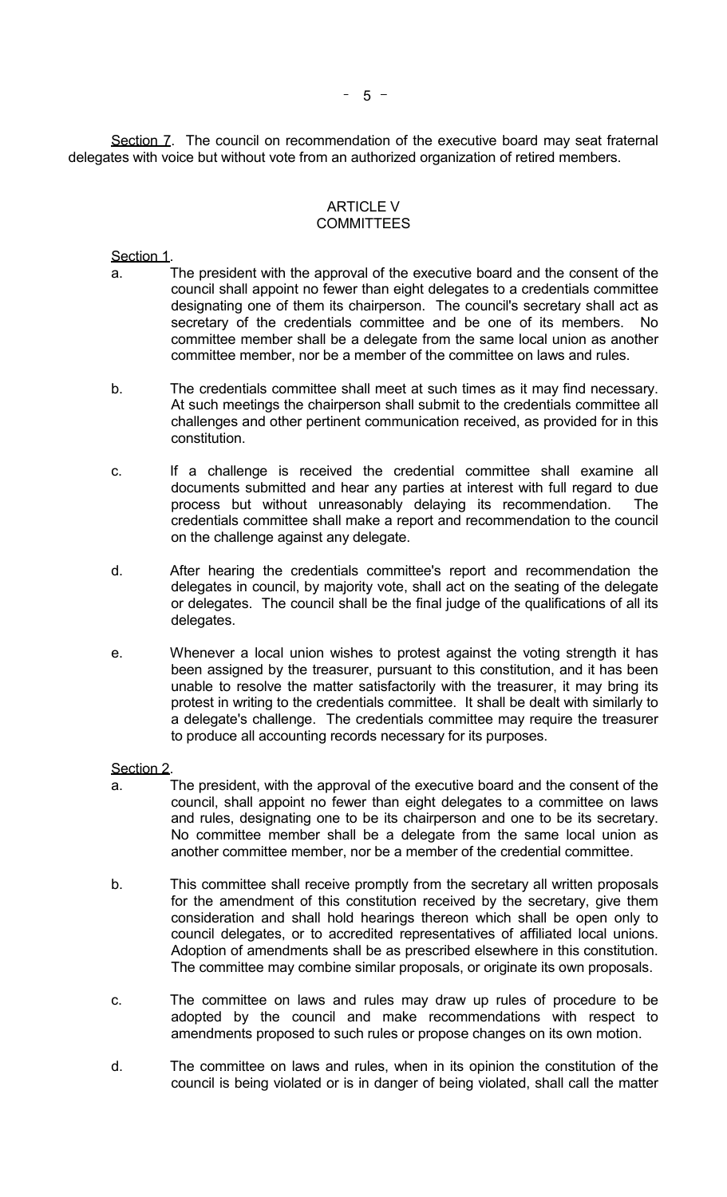Section 7. The council on recommendation of the executive board may seat fraternal delegates with voice but without vote from an authorized organization of retired members.

## ARTICLE V
## COMMITTEES

Section 1.

a. The president with the approval of the executive board and the consent of the council shall appoint no fewer than eight delegates to a credentials committee designating one of them its chairperson. The council's secretary shall act as secretary of the credentials committee and be one of its members. No committee member shall be a delegate from the same local union as another committee member, nor be a member of the committee on laws and rules.

b. The credentials committee shall meet at such times as it may find necessary. At such meetings the chairperson shall submit to the credentials committee all challenges and other pertinent communication received, as provided for in this constitution.

c. If a challenge is received the credential committee shall examine all documents submitted and hear any parties at interest with full regard to due process but without unreasonably delaying its recommendation. The credentials committee shall make a report and recommendation to the council on the challenge against any delegate.

d. After hearing the credentials committee's report and recommendation the delegates in council, by majority vote, shall act on the seating of the delegate or delegates. The council shall be the final judge of the qualifications of all its delegates.

e. Whenever a local union wishes to protest against the voting strength it has been assigned by the treasurer, pursuant to this constitution, and it has been unable to resolve the matter satisfactorily with the treasurer, it may bring its protest in writing to the credentials committee. It shall be dealt with similarly to a delegate's challenge. The credentials committee may require the treasurer to produce all accounting records necessary for its purposes.

Section 2.

a. The president, with the approval of the executive board and the consent of the council, shall appoint no fewer than eight delegates to a committee on laws and rules, designating one to be its chairperson and one to be its secretary. No committee member shall be a delegate from the same local union as another committee member, nor be a member of the credential committee.

b. This committee shall receive promptly from the secretary all written proposals for the amendment of this constitution received by the secretary, give them consideration and shall hold hearings thereon which shall be open only to council delegates, or to accredited representatives of affiliated local unions. Adoption of amendments shall be as prescribed elsewhere in this constitution. The committee may combine similar proposals, or originate its own proposals.

c. The committee on laws and rules may draw up rules of procedure to be adopted by the council and make recommendations with respect to amendments proposed to such rules or propose changes on its own motion.

d. The committee on laws and rules, when in its opinion the constitution of the council is being violated or is in danger of being violated, shall call the matter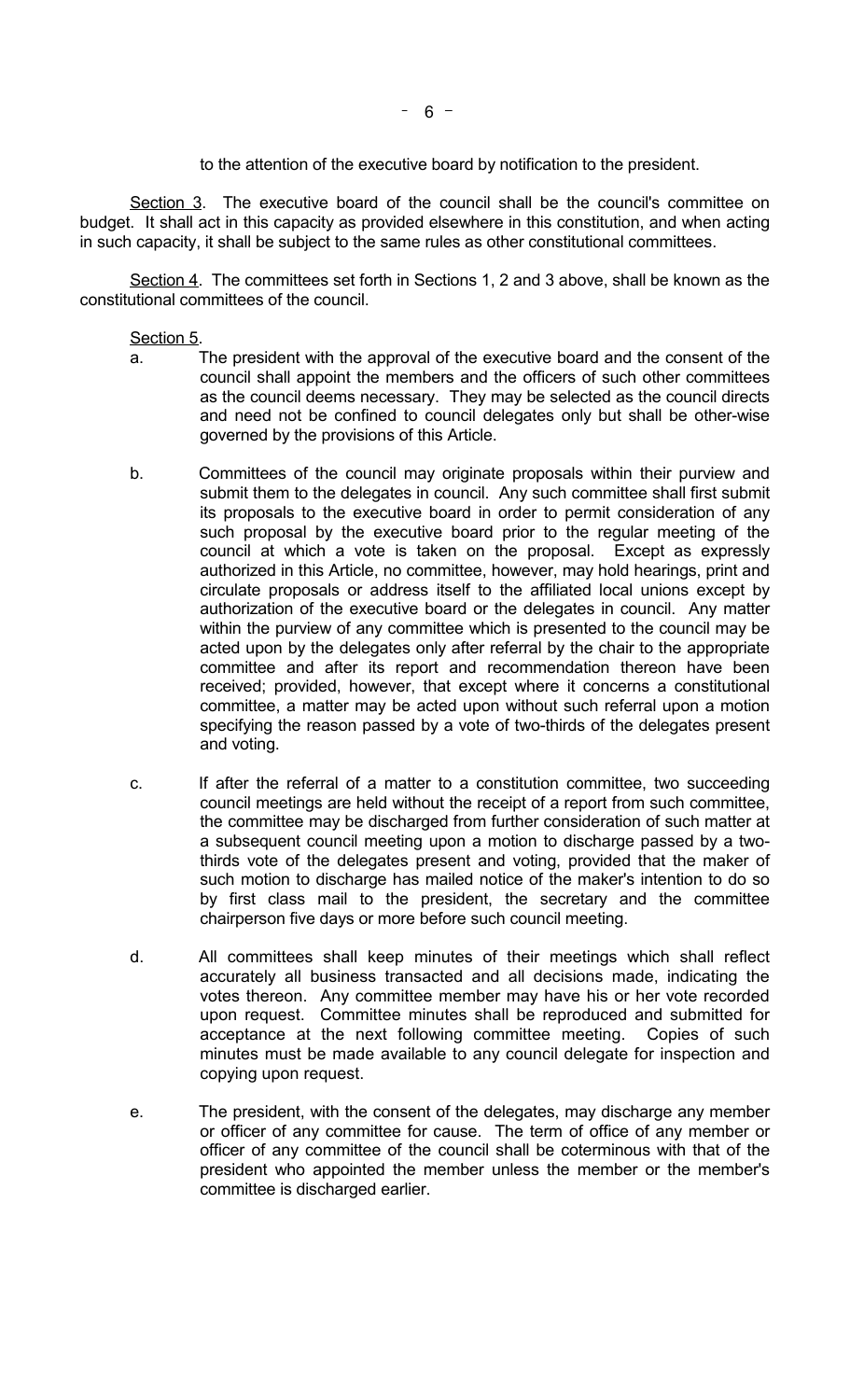to the attention of the executive board by notification to the president.

Section 3. The executive board of the council shall be the council's committee on budget. It shall act in this capacity as provided elsewhere in this constitution, and when acting in such capacity, it shall be subject to the same rules as other constitutional committees.

Section 4. The committees set forth in Sections 1, 2 and 3 above, shall be known as the constitutional committees of the council.

Section 5.

a. The president with the approval of the executive board and the consent of the council shall appoint the members and the officers of such other committees as the council deems necessary. They may be selected as the council directs and need not be confined to council delegates only but shall be other-wise governed by the provisions of this Article.

b. Committees of the council may originate proposals within their purview and submit them to the delegates in council. Any such committee shall first submit its proposals to the executive board in order to permit consideration of any such proposal by the executive board prior to the regular meeting of the council at which a vote is taken on the proposal. Except as expressly authorized in this Article, no committee, however, may hold hearings, print and circulate proposals or address itself to the affiliated local unions except by authorization of the executive board or the delegates in council. Any matter within the purview of any committee which is presented to the council may be acted upon by the delegates only after referral by the chair to the appropriate committee and after its report and recommendation thereon have been received; provided, however, that except where it concerns a constitutional committee, a matter may be acted upon without such referral upon a motion specifying the reason passed by a vote of two-thirds of the delegates present and voting.

c. If after the referral of a matter to a constitution committee, two succeeding council meetings are held without the receipt of a report from such committee, the committee may be discharged from further consideration of such matter at a subsequent council meeting upon a motion to discharge passed by a two-thirds vote of the delegates present and voting, provided that the maker of such motion to discharge has mailed notice of the maker's intention to do so by first class mail to the president, the secretary and the committee chairperson five days or more before such council meeting.

d. All committees shall keep minutes of their meetings which shall reflect accurately all business transacted and all decisions made, indicating the votes thereon. Any committee member may have his or her vote recorded upon request. Committee minutes shall be reproduced and submitted for acceptance at the next following committee meeting. Copies of such minutes must be made available to any council delegate for inspection and copying upon request.

e. The president, with the consent of the delegates, may discharge any member or officer of any committee for cause. The term of office of any member or officer of any committee of the council shall be coterminous with that of the president who appointed the member unless the member or the member's committee is discharged earlier.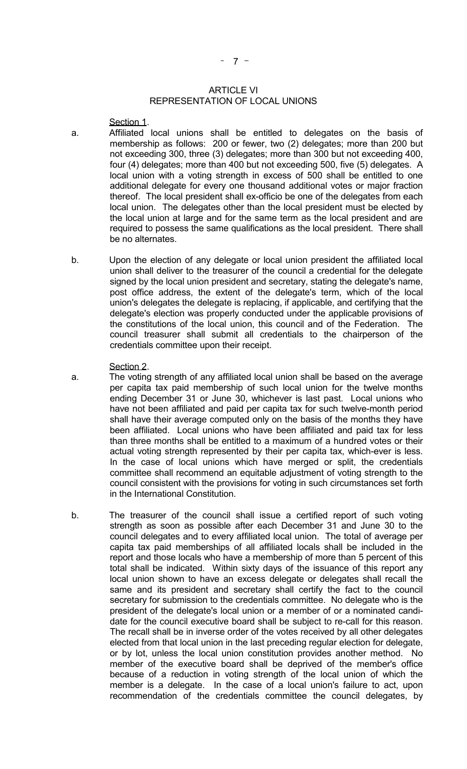# ARTICLE VI
## REPRESENTATION OF LOCAL UNIONS

Section 1.

a. Affiliated local unions shall be entitled to delegates on the basis of membership as follows: 200 or fewer, two (2) delegates; more than 200 but not exceeding 300, three (3) delegates; more than 300 but not exceeding 400, four (4) delegates; more than 400 but not exceeding 500, five (5) delegates. A local union with a voting strength in excess of 500 shall be entitled to one additional delegate for every one thousand additional votes or major fraction thereof. The local president shall ex-officio be one of the delegates from each local union. The delegates other than the local president must be elected by the local union at large and for the same term as the local president and are required to possess the same qualifications as the local president. There shall be no alternates.

b. Upon the election of any delegate or local union president the affiliated local union shall deliver to the treasurer of the council a credential for the delegate signed by the local union president and secretary, stating the delegate's name, post office address, the extent of the delegate's term, which of the local union's delegates the delegate is replacing, if applicable, and certifying that the delegate's election was properly conducted under the applicable provisions of the constitutions of the local union, this council and of the Federation. The council treasurer shall submit all credentials to the chairperson of the credentials committee upon their receipt.

Section 2.

a. The voting strength of any affiliated local union shall be based on the average per capita tax paid membership of such local union for the twelve months ending December 31 or June 30, whichever is last past. Local unions who have not been affiliated and paid per capita tax for such twelve-month period shall have their average computed only on the basis of the months they have been affiliated. Local unions who have been affiliated and paid tax for less than three months shall be entitled to a maximum of a hundred votes or their actual voting strength represented by their per capita tax, which-ever is less. In the case of local unions which have merged or split, the credentials committee shall recommend an equitable adjustment of voting strength to the council consistent with the provisions for voting in such circumstances set forth in the International Constitution.

b. The treasurer of the council shall issue a certified report of such voting strength as soon as possible after each December 31 and June 30 to the council delegates and to every affiliated local union. The total of average per capita tax paid memberships of all affiliated locals shall be included in the report and those locals who have a membership of more than 5 percent of this total shall be indicated. Within sixty days of the issuance of this report any local union shown to have an excess delegate or delegates shall recall the same and its president and secretary shall certify the fact to the council secretary for submission to the credentials committee. No delegate who is the president of the delegate's local union or a member of or a nominated candidate for the council executive board shall be subject to re-call for this reason. The recall shall be in inverse order of the votes received by all other delegates elected from that local union in the last preceding regular election for delegate, or by lot, unless the local union constitution provides another method. No member of the executive board shall be deprived of the member's office because of a reduction in voting strength of the local union of which the member is a delegate. In the case of a local union's failure to act, upon recommendation of the credentials committee the council delegates, by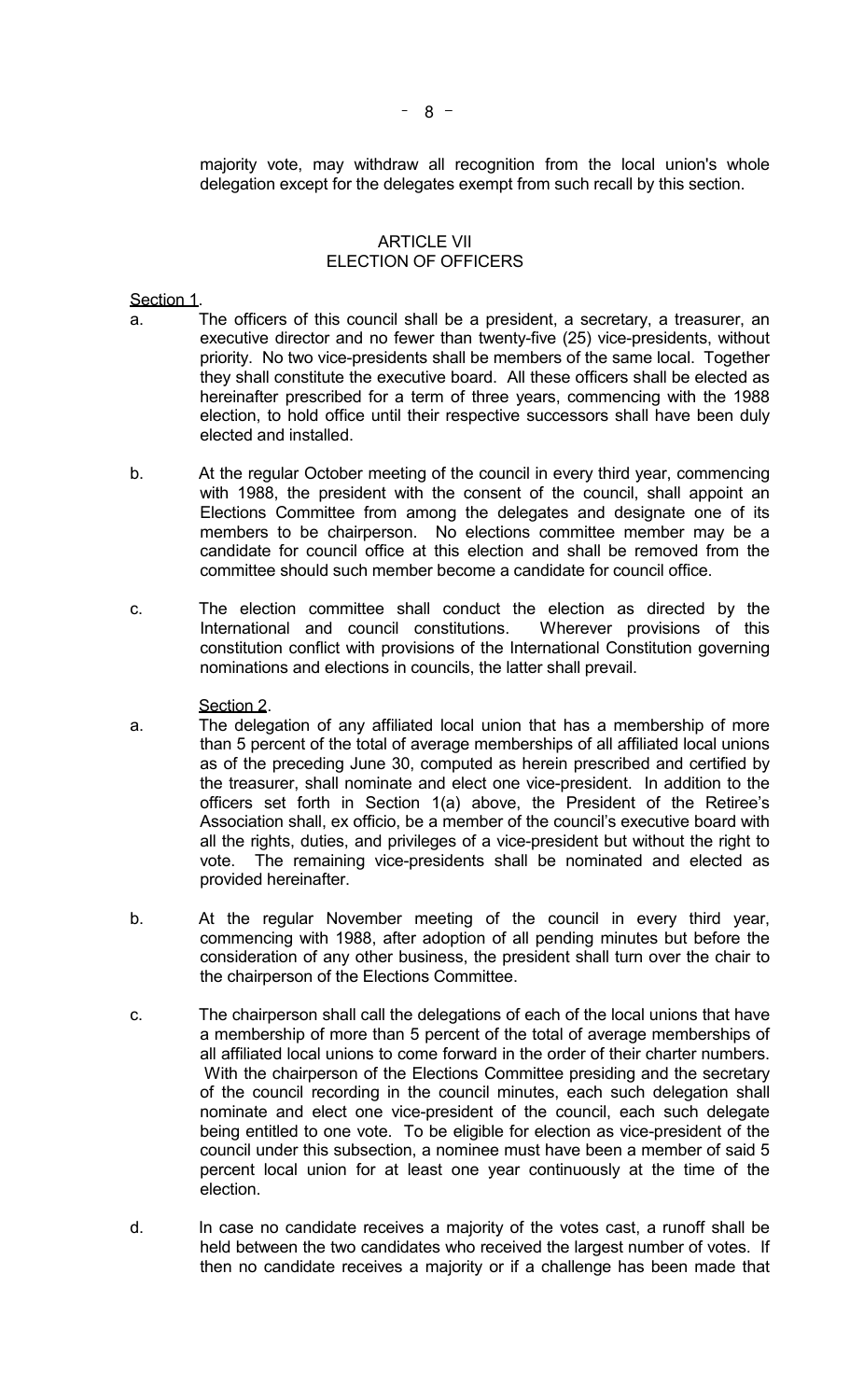majority vote, may withdraw all recognition from the local union's whole delegation except for the delegates exempt from such recall by this section.

## ARTICLE VII
## ELECTION OF OFFICERS

Section 1.

a. The officers of this council shall be a president, a secretary, a treasurer, an executive director and no fewer than twenty-five (25) vice-presidents, without priority. No two vice-presidents shall be members of the same local. Together they shall constitute the executive board. All these officers shall be elected as hereinafter prescribed for a term of three years, commencing with the 1988 election, to hold office until their respective successors shall have been duly elected and installed.

b. At the regular October meeting of the council in every third year, commencing with 1988, the president with the consent of the council, shall appoint an Elections Committee from among the delegates and designate one of its members to be chairperson. No elections committee member may be a candidate for council office at this election and shall be removed from the committee should such member become a candidate for council office.

c. The election committee shall conduct the election as directed by the International and council constitutions. Wherever provisions of this constitution conflict with provisions of the International Constitution governing nominations and elections in councils, the latter shall prevail.

Section 2.

a. The delegation of any affiliated local union that has a membership of more than 5 percent of the total of average memberships of all affiliated local unions as of the preceding June 30, computed as herein prescribed and certified by the treasurer, shall nominate and elect one vice-president. In addition to the officers set forth in Section 1(a) above, the President of the Retiree's Association shall, ex officio, be a member of the council's executive board with all the rights, duties, and privileges of a vice-president but without the right to vote. The remaining vice-presidents shall be nominated and elected as provided hereinafter.

b. At the regular November meeting of the council in every third year, commencing with 1988, after adoption of all pending minutes but before the consideration of any other business, the president shall turn over the chair to the chairperson of the Elections Committee.

c. The chairperson shall call the delegations of each of the local unions that have a membership of more than 5 percent of the total of average memberships of all affiliated local unions to come forward in the order of their charter numbers. With the chairperson of the Elections Committee presiding and the secretary of the council recording in the council minutes, each such delegation shall nominate and elect one vice-president of the council, each such delegate being entitled to one vote. To be eligible for election as vice-president of the council under this subsection, a nominee must have been a member of said 5 percent local union for at least one year continuously at the time of the election.

d. In case no candidate receives a majority of the votes cast, a runoff shall be held between the two candidates who received the largest number of votes. If then no candidate receives a majority or if a challenge has been made that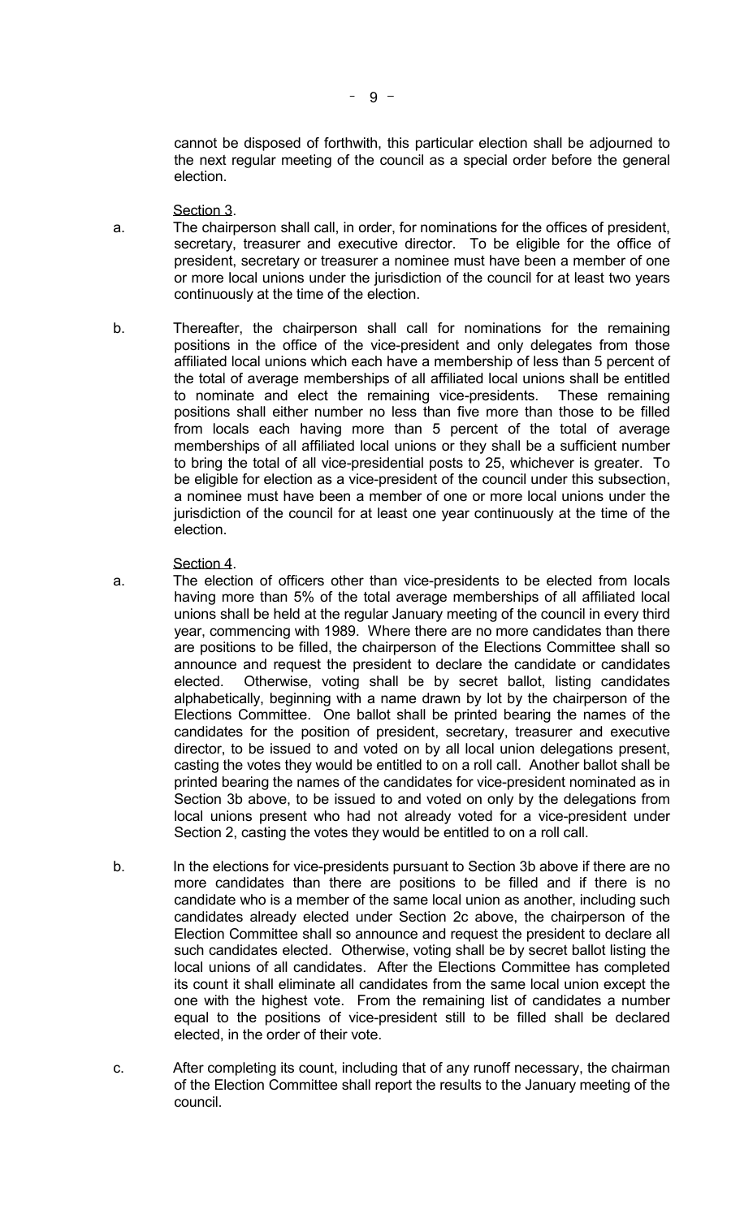cannot be disposed of forthwith, this particular election shall be adjourned to the next regular meeting of the council as a special order before the general election.

Section 3.

a. The chairperson shall call, in order, for nominations for the offices of president, secretary, treasurer and executive director. To be eligible for the office of president, secretary or treasurer a nominee must have been a member of one or more local unions under the jurisdiction of the council for at least two years continuously at the time of the election.

b. Thereafter, the chairperson shall call for nominations for the remaining positions in the office of the vice-president and only delegates from those affiliated local unions which each have a membership of less than 5 percent of the total of average memberships of all affiliated local unions shall be entitled to nominate and elect the remaining vice-presidents. These remaining positions shall either number no less than five more than those to be filled from locals each having more than 5 percent of the total of average memberships of all affiliated local unions or they shall be a sufficient number to bring the total of all vice-presidential posts to 25, whichever is greater. To be eligible for election as a vice-president of the council under this subsection, a nominee must have been a member of one or more local unions under the jurisdiction of the council for at least one year continuously at the time of the election.

Section 4.

a. The election of officers other than vice-presidents to be elected from locals having more than 5% of the total average memberships of all affiliated local unions shall be held at the regular January meeting of the council in every third year, commencing with 1989. Where there are no more candidates than there are positions to be filled, the chairperson of the Elections Committee shall so announce and request the president to declare the candidate or candidates elected. Otherwise, voting shall be by secret ballot, listing candidates alphabetically, beginning with a name drawn by lot by the chairperson of the Elections Committee. One ballot shall be printed bearing the names of the candidates for the position of president, secretary, treasurer and executive director, to be issued to and voted on by all local union delegations present, casting the votes they would be entitled to on a roll call. Another ballot shall be printed bearing the names of the candidates for vice-president nominated as in Section 3b above, to be issued to and voted on only by the delegations from local unions present who had not already voted for a vice-president under Section 2, casting the votes they would be entitled to on a roll call.

b. In the elections for vice-presidents pursuant to Section 3b above if there are no more candidates than there are positions to be filled and if there is no candidate who is a member of the same local union as another, including such candidates already elected under Section 2c above, the chairperson of the Election Committee shall so announce and request the president to declare all such candidates elected. Otherwise, voting shall be by secret ballot listing the local unions of all candidates. After the Elections Committee has completed its count it shall eliminate all candidates from the same local union except the one with the highest vote. From the remaining list of candidates a number equal to the positions of vice-president still to be filled shall be declared elected, in the order of their vote.

c. After completing its count, including that of any runoff necessary, the chairman of the Election Committee shall report the results to the January meeting of the council.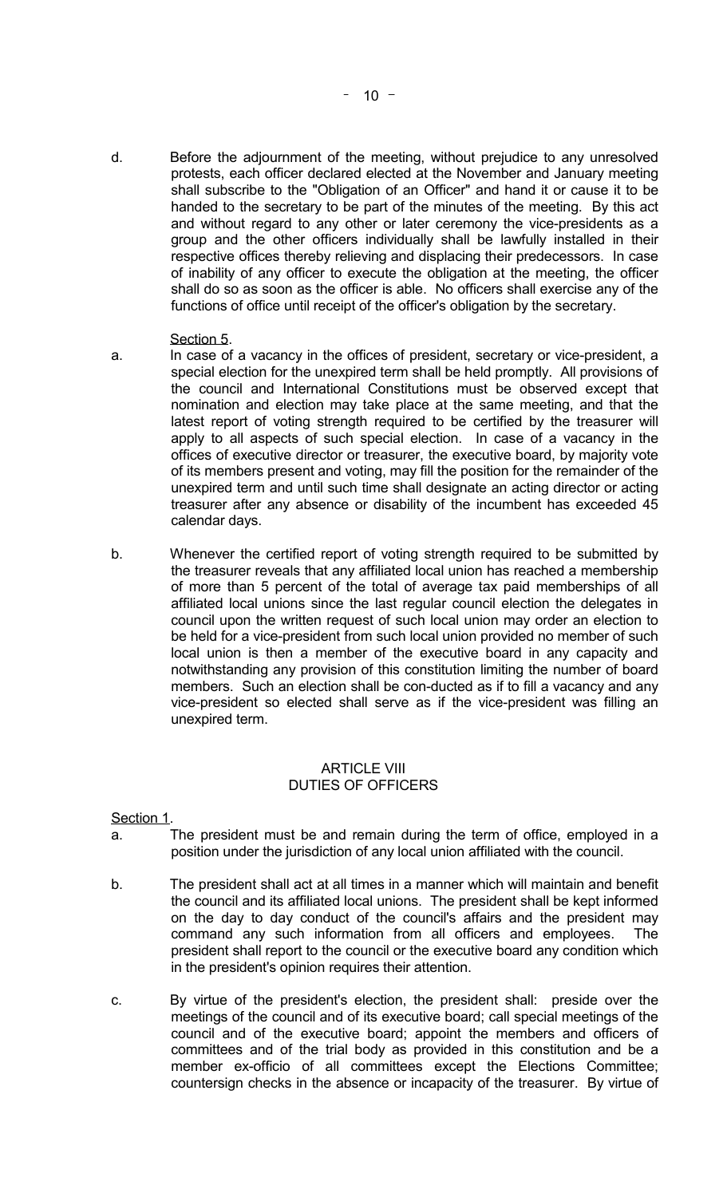d. Before the adjournment of the meeting, without prejudice to any unresolved protests, each officer declared elected at the November and January meeting shall subscribe to the "Obligation of an Officer" and hand it or cause it to be handed to the secretary to be part of the minutes of the meeting. By this act and without regard to any other or later ceremony the vice-presidents as a group and the other officers individually shall be lawfully installed in their respective offices thereby relieving and displacing their predecessors. In case of inability of any officer to execute the obligation at the meeting, the officer shall do so as soon as the officer is able. No officers shall exercise any of the functions of office until receipt of the officer's obligation by the secretary.

Section 5.

a. In case of a vacancy in the offices of president, secretary or vice-president, a special election for the unexpired term shall be held promptly. All provisions of the council and International Constitutions must be observed except that nomination and election may take place at the same meeting, and that the latest report of voting strength required to be certified by the treasurer will apply to all aspects of such special election. In case of a vacancy in the offices of executive director or treasurer, the executive board, by majority vote of its members present and voting, may fill the position for the remainder of the unexpired term and until such time shall designate an acting director or acting treasurer after any absence or disability of the incumbent has exceeded 45 calendar days.

b. Whenever the certified report of voting strength required to be submitted by the treasurer reveals that any affiliated local union has reached a membership of more than 5 percent of the total of average tax paid memberships of all affiliated local unions since the last regular council election the delegates in council upon the written request of such local union may order an election to be held for a vice-president from such local union provided no member of such local union is then a member of the executive board in any capacity and notwithstanding any provision of this constitution limiting the number of board members. Such an election shall be con-ducted as if to fill a vacancy and any vice-president so elected shall serve as if the vice-president was filling an unexpired term.

## ARTICLE VIII
## DUTIES OF OFFICERS

Section 1.

a. The president must be and remain during the term of office, employed in a position under the jurisdiction of any local union affiliated with the council.

b. The president shall act at all times in a manner which will maintain and benefit the council and its affiliated local unions. The president shall be kept informed on the day to day conduct of the council's affairs and the president may command any such information from all officers and employees. The president shall report to the council or the executive board any condition which in the president's opinion requires their attention.

c. By virtue of the president's election, the president shall: preside over the meetings of the council and of its executive board; call special meetings of the council and of the executive board; appoint the members and officers of committees and of the trial body as provided in this constitution and be a member ex-officio of all committees except the Elections Committee; countersign checks in the absence or incapacity of the treasurer. By virtue of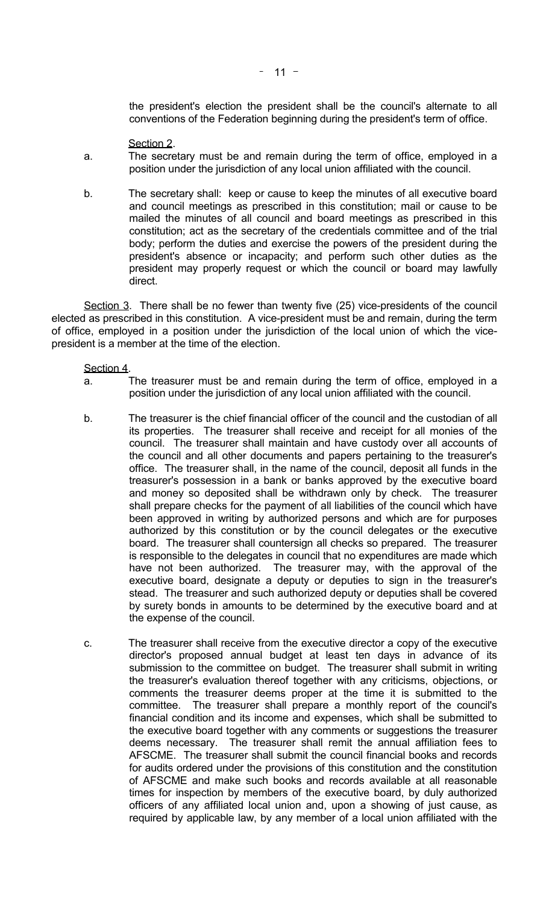the president's election the president shall be the council's alternate to all conventions of the Federation beginning during the president's term of office.

Section 2.

a. The secretary must be and remain during the term of office, employed in a position under the jurisdiction of any local union affiliated with the council.

b. The secretary shall: keep or cause to keep the minutes of all executive board and council meetings as prescribed in this constitution; mail or cause to be mailed the minutes of all council and board meetings as prescribed in this constitution; act as the secretary of the credentials committee and of the trial body; perform the duties and exercise the powers of the president during the president's absence or incapacity; and perform such other duties as the president may properly request or which the council or board may lawfully direct.

Section 3. There shall be no fewer than twenty five (25) vice-presidents of the council elected as prescribed in this constitution. A vice-president must be and remain, during the term of office, employed in a position under the jurisdiction of the local union of which the vice-president is a member at the time of the election.

Section 4.

a. The treasurer must be and remain during the term of office, employed in a position under the jurisdiction of any local union affiliated with the council.

b. The treasurer is the chief financial officer of the council and the custodian of all its properties. The treasurer shall receive and receipt for all monies of the council. The treasurer shall maintain and have custody over all accounts of the council and all other documents and papers pertaining to the treasurer's office. The treasurer shall, in the name of the council, deposit all funds in the treasurer's possession in a bank or banks approved by the executive board and money so deposited shall be withdrawn only by check. The treasurer shall prepare checks for the payment of all liabilities of the council which have been approved in writing by authorized persons and which are for purposes authorized by this constitution or by the council delegates or the executive board. The treasurer shall countersign all checks so prepared. The treasurer is responsible to the delegates in council that no expenditures are made which have not been authorized. The treasurer may, with the approval of the executive board, designate a deputy or deputies to sign in the treasurer's stead. The treasurer and such authorized deputy or deputies shall be covered by surety bonds in amounts to be determined by the executive board and at the expense of the council.

c. The treasurer shall receive from the executive director a copy of the executive director's proposed annual budget at least ten days in advance of its submission to the committee on budget. The treasurer shall submit in writing the treasurer's evaluation thereof together with any criticisms, objections, or comments the treasurer deems proper at the time it is submitted to the committee. The treasurer shall prepare a monthly report of the council's financial condition and its income and expenses, which shall be submitted to the executive board together with any comments or suggestions the treasurer deems necessary. The treasurer shall remit the annual affiliation fees to AFSCME. The treasurer shall submit the council financial books and records for audits ordered under the provisions of this constitution and the constitution of AFSCME and make such books and records available at all reasonable times for inspection by members of the executive board, by duly authorized officers of any affiliated local union and, upon a showing of just cause, as required by applicable law, by any member of a local union affiliated with the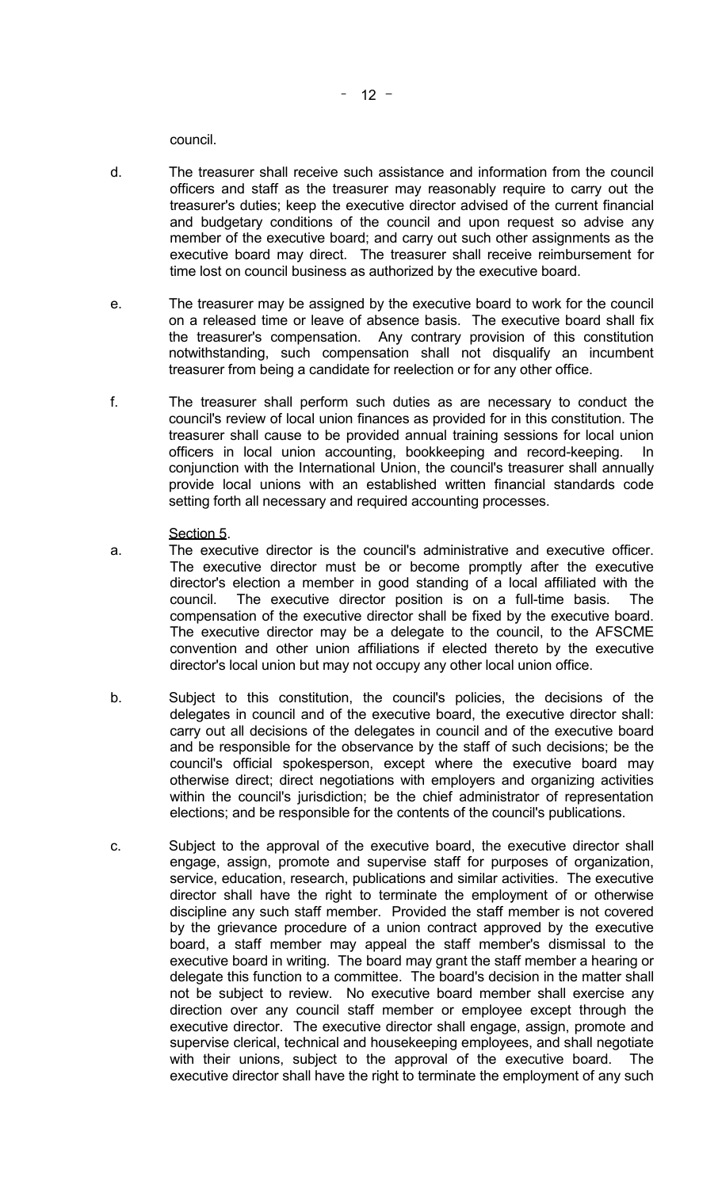council.

d. The treasurer shall receive such assistance and information from the council officers and staff as the treasurer may reasonably require to carry out the treasurer's duties; keep the executive director advised of the current financial and budgetary conditions of the council and upon request so advise any member of the executive board; and carry out such other assignments as the executive board may direct. The treasurer shall receive reimbursement for time lost on council business as authorized by the executive board.

e. The treasurer may be assigned by the executive board to work for the council on a released time or leave of absence basis. The executive board shall fix the treasurer's compensation. Any contrary provision of this constitution notwithstanding, such compensation shall not disqualify an incumbent treasurer from being a candidate for reelection or for any other office.

f. The treasurer shall perform such duties as are necessary to conduct the council's review of local union finances as provided for in this constitution. The treasurer shall cause to be provided annual training sessions for local union officers in local union accounting, bookkeeping and record-keeping. In conjunction with the International Union, the council's treasurer shall annually provide local unions with an established written financial standards code setting forth all necessary and required accounting processes.

Section 5.

a. The executive director is the council's administrative and executive officer. The executive director must be or become promptly after the executive director's election a member in good standing of a local affiliated with the council. The executive director position is on a full-time basis. The compensation of the executive director shall be fixed by the executive board. The executive director may be a delegate to the council, to the AFSCME convention and other union affiliations if elected thereto by the executive director's local union but may not occupy any other local union office.

b. Subject to this constitution, the council's policies, the decisions of the delegates in council and of the executive board, the executive director shall: carry out all decisions of the delegates in council and of the executive board and be responsible for the observance by the staff of such decisions; be the council's official spokesperson, except where the executive board may otherwise direct; direct negotiations with employers and organizing activities within the council's jurisdiction; be the chief administrator of representation elections; and be responsible for the contents of the council's publications.

c. Subject to the approval of the executive board, the executive director shall engage, assign, promote and supervise staff for purposes of organization, service, education, research, publications and similar activities. The executive director shall have the right to terminate the employment of or otherwise discipline any such staff member. Provided the staff member is not covered by the grievance procedure of a union contract approved by the executive board, a staff member may appeal the staff member's dismissal to the executive board in writing. The board may grant the staff member a hearing or delegate this function to a committee. The board's decision in the matter shall not be subject to review. No executive board member shall exercise any direction over any council staff member or employee except through the executive director. The executive director shall engage, assign, promote and supervise clerical, technical and housekeeping employees, and shall negotiate with their unions, subject to the approval of the executive board. The executive director shall have the right to terminate the employment of any such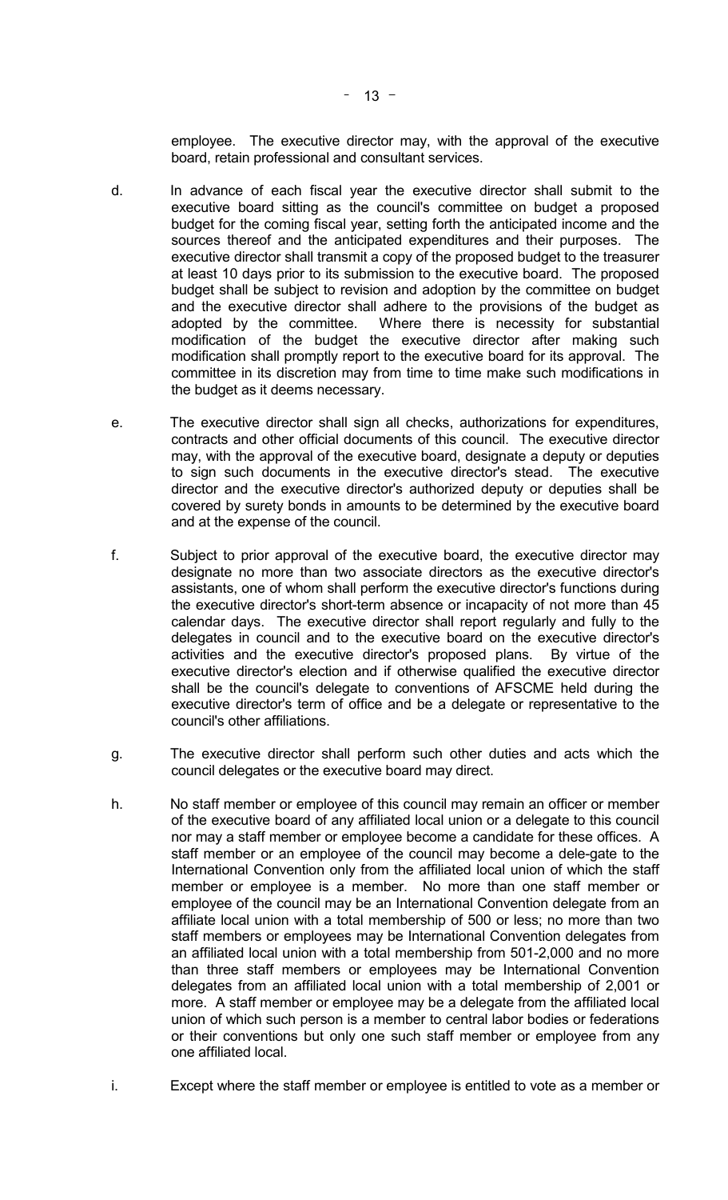employee. The executive director may, with the approval of the executive board, retain professional and consultant services.

d. In advance of each fiscal year the executive director shall submit to the executive board sitting as the council's committee on budget a proposed budget for the coming fiscal year, setting forth the anticipated income and the sources thereof and the anticipated expenditures and their purposes. The executive director shall transmit a copy of the proposed budget to the treasurer at least 10 days prior to its submission to the executive board. The proposed budget shall be subject to revision and adoption by the committee on budget and the executive director shall adhere to the provisions of the budget as adopted by the committee. Where there is necessity for substantial modification of the budget the executive director after making such modification shall promptly report to the executive board for its approval. The committee in its discretion may from time to time make such modifications in the budget as it deems necessary.

e. The executive director shall sign all checks, authorizations for expenditures, contracts and other official documents of this council. The executive director may, with the approval of the executive board, designate a deputy or deputies to sign such documents in the executive director's stead. The executive director and the executive director's authorized deputy or deputies shall be covered by surety bonds in amounts to be determined by the executive board and at the expense of the council.

f. Subject to prior approval of the executive board, the executive director may designate no more than two associate directors as the executive director's assistants, one of whom shall perform the executive director's functions during the executive director's short-term absence or incapacity of not more than 45 calendar days. The executive director shall report regularly and fully to the delegates in council and to the executive board on the executive director's activities and the executive director's proposed plans. By virtue of the executive director's election and if otherwise qualified the executive director shall be the council's delegate to conventions of AFSCME held during the executive director's term of office and be a delegate or representative to the council's other affiliations.

g. The executive director shall perform such other duties and acts which the council delegates or the executive board may direct.

h. No staff member or employee of this council may remain an officer or member of the executive board of any affiliated local union or a delegate to this council nor may a staff member or employee become a candidate for these offices. A staff member or an employee of the council may become a dele-gate to the International Convention only from the affiliated local union of which the staff member or employee is a member. No more than one staff member or employee of the council may be an International Convention delegate from an affiliate local union with a total membership of 500 or less; no more than two staff members or employees may be International Convention delegates from an affiliated local union with a total membership from 501-2,000 and no more than three staff members or employees may be International Convention delegates from an affiliated local union with a total membership of 2,001 or more. A staff member or employee may be a delegate from the affiliated local union of which such person is a member to central labor bodies or federations or their conventions but only one such staff member or employee from any one affiliated local.

i. Except where the staff member or employee is entitled to vote as a member or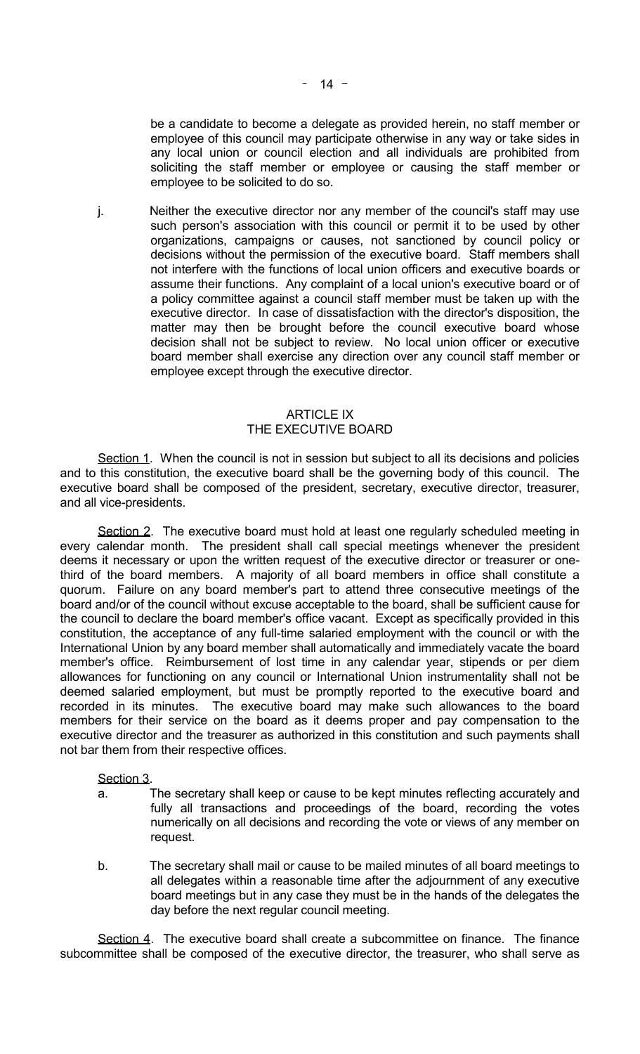be a candidate to become a delegate as provided herein, no staff member or employee of this council may participate otherwise in any way or take sides in any local union or council election and all individuals are prohibited from soliciting the staff member or employee or causing the staff member or employee to be solicited to do so.

j. Neither the executive director nor any member of the council's staff may use such person's association with this council or permit it to be used by other organizations, campaigns or causes, not sanctioned by council policy or decisions without the permission of the executive board. Staff members shall not interfere with the functions of local union officers and executive boards or assume their functions. Any complaint of a local union's executive board or of a policy committee against a council staff member must be taken up with the executive director. In case of dissatisfaction with the director's disposition, the matter may then be brought before the council executive board whose decision shall not be subject to review. No local union officer or executive board member shall exercise any direction over any council staff member or employee except through the executive director.

## ARTICLE IX
## THE EXECUTIVE BOARD

Section 1. When the council is not in session but subject to all its decisions and policies and to this constitution, the executive board shall be the governing body of this council. The executive board shall be composed of the president, secretary, executive director, treasurer, and all vice-presidents.

Section 2. The executive board must hold at least one regularly scheduled meeting in every calendar month. The president shall call special meetings whenever the president deems it necessary or upon the written request of the executive director or treasurer or one-third of the board members. A majority of all board members in office shall constitute a quorum. Failure on any board member's part to attend three consecutive meetings of the board and/or of the council without excuse acceptable to the board, shall be sufficient cause for the council to declare the board member's office vacant. Except as specifically provided in this constitution, the acceptance of any full-time salaried employment with the council or with the International Union by any board member shall automatically and immediately vacate the board member's office. Reimbursement of lost time in any calendar year, stipends or per diem allowances for functioning on any council or International Union instrumentality shall not be deemed salaried employment, but must be promptly reported to the executive board and recorded in its minutes. The executive board may make such allowances to the board members for their service on the board as it deems proper and pay compensation to the executive director and the treasurer as authorized in this constitution and such payments shall not bar them from their respective offices.

Section 3.

a. The secretary shall keep or cause to be kept minutes reflecting accurately and fully all transactions and proceedings of the board, recording the votes numerically on all decisions and recording the vote or views of any member on request.

b. The secretary shall mail or cause to be mailed minutes of all board meetings to all delegates within a reasonable time after the adjournment of any executive board meetings but in any case they must be in the hands of the delegates the day before the next regular council meeting.

Section 4. The executive board shall create a subcommittee on finance. The finance subcommittee shall be composed of the executive director, the treasurer, who shall serve as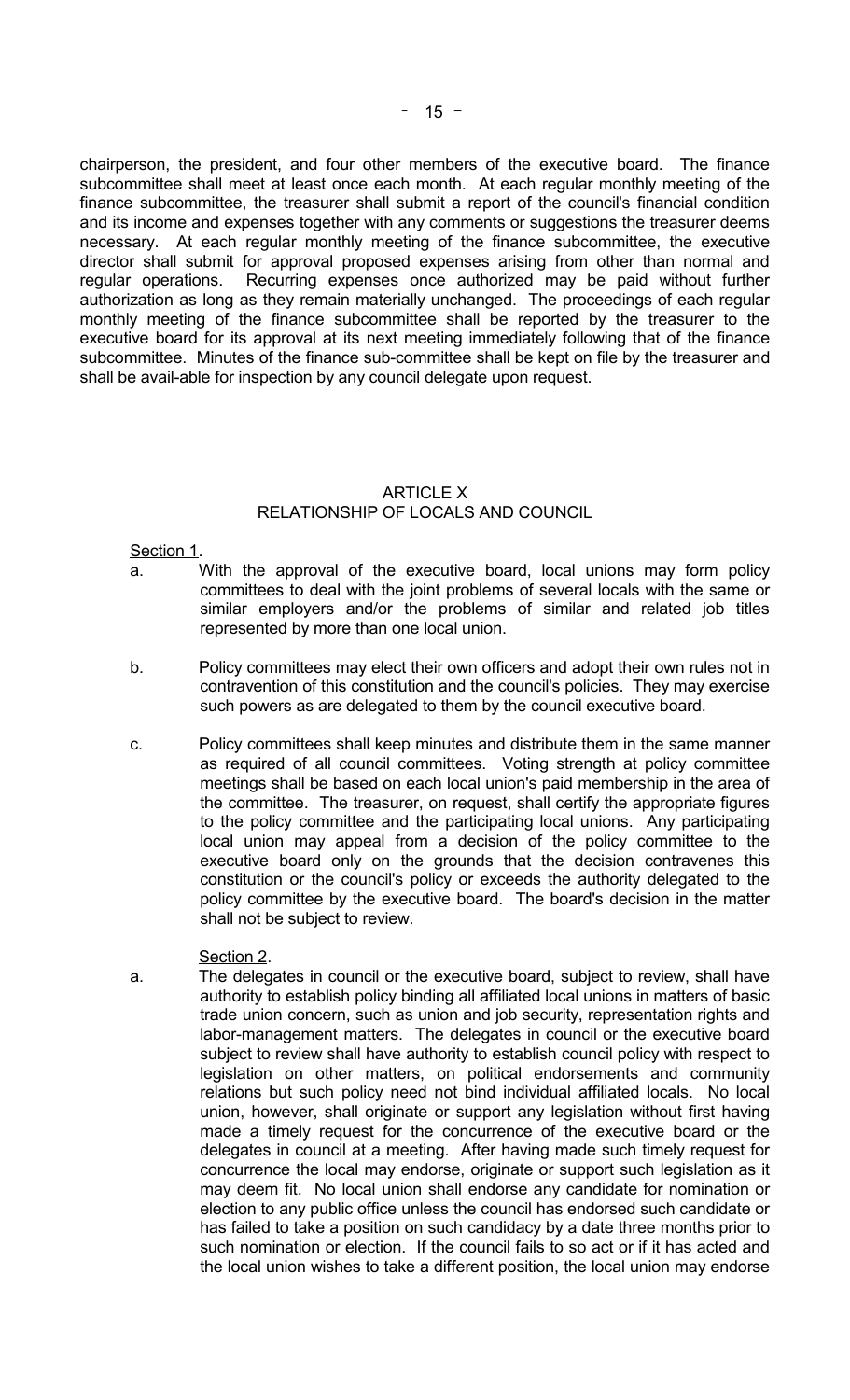chairperson, the president, and four other members of the executive board. The finance subcommittee shall meet at least once each month. At each regular monthly meeting of the finance subcommittee, the treasurer shall submit a report of the council's financial condition and its income and expenses together with any comments or suggestions the treasurer deems necessary. At each regular monthly meeting of the finance subcommittee, the executive director shall submit for approval proposed expenses arising from other than normal and regular operations. Recurring expenses once authorized may be paid without further authorization as long as they remain materially unchanged. The proceedings of each regular monthly meeting of the finance subcommittee shall be reported by the treasurer to the executive board for its approval at its next meeting immediately following that of the finance subcommittee. Minutes of the finance sub-committee shall be kept on file by the treasurer and shall be avail-able for inspection by any council delegate upon request.

## ARTICLE X
## RELATIONSHIP OF LOCALS AND COUNCIL

<u>Section 1</u>.

a. With the approval of the executive board, local unions may form policy committees to deal with the joint problems of several locals with the same or similar employers and/or the problems of similar and related job titles represented by more than one local union.

b. Policy committees may elect their own officers and adopt their own rules not in contravention of this constitution and the council's policies. They may exercise such powers as are delegated to them by the council executive board.

c. Policy committees shall keep minutes and distribute them in the same manner as required of all council committees. Voting strength at policy committee meetings shall be based on each local union's paid membership in the area of the committee. The treasurer, on request, shall certify the appropriate figures to the policy committee and the participating local unions. Any participating local union may appeal from a decision of the policy committee to the executive board only on the grounds that the decision contravenes this constitution or the council's policy or exceeds the authority delegated to the policy committee by the executive board. The board's decision in the matter shall not be subject to review.

<u>Section 2</u>.

a. The delegates in council or the executive board, subject to review, shall have authority to establish policy binding all affiliated local unions in matters of basic trade union concern, such as union and job security, representation rights and labor-management matters. The delegates in council or the executive board subject to review shall have authority to establish council policy with respect to legislation on other matters, on political endorsements and community relations but such policy need not bind individual affiliated locals. No local union, however, shall originate or support any legislation without first having made a timely request for the concurrence of the executive board or the delegates in council at a meeting. After having made such timely request for concurrence the local may endorse, originate or support such legislation as it may deem fit. No local union shall endorse any candidate for nomination or election to any public office unless the council has endorsed such candidate or has failed to take a position on such candidacy by a date three months prior to such nomination or election. If the council fails to so act or if it has acted and the local union wishes to take a different position, the local union may endorse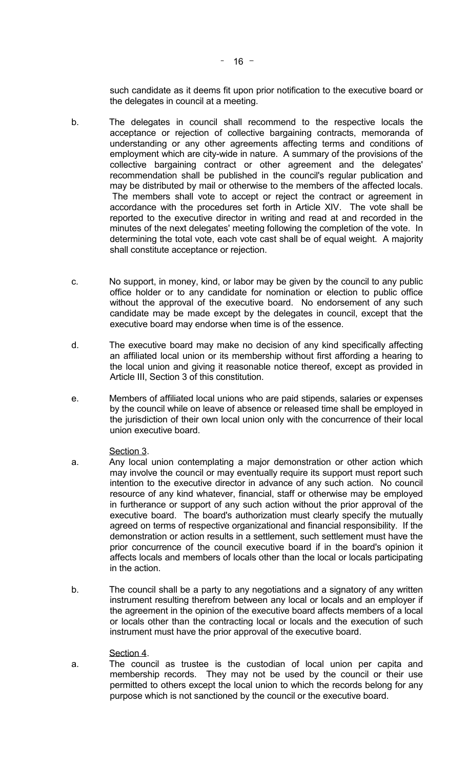such candidate as it deems fit upon prior notification to the executive board or the delegates in council at a meeting.

b. The delegates in council shall recommend to the respective locals the acceptance or rejection of collective bargaining contracts, memoranda of understanding or any other agreements affecting terms and conditions of employment which are city-wide in nature. A summary of the provisions of the collective bargaining contract or other agreement and the delegates' recommendation shall be published in the council's regular publication and may be distributed by mail or otherwise to the members of the affected locals. The members shall vote to accept or reject the contract or agreement in accordance with the procedures set forth in Article XIV. The vote shall be reported to the executive director in writing and read at and recorded in the minutes of the next delegates' meeting following the completion of the vote. In determining the total vote, each vote cast shall be of equal weight. A majority shall constitute acceptance or rejection.

c. No support, in money, kind, or labor may be given by the council to any public office holder or to any candidate for nomination or election to public office without the approval of the executive board. No endorsement of any such candidate may be made except by the delegates in council, except that the executive board may endorse when time is of the essence.

d. The executive board may make no decision of any kind specifically affecting an affiliated local union or its membership without first affording a hearing to the local union and giving it reasonable notice thereof, except as provided in Article III, Section 3 of this constitution.

e. Members of affiliated local unions who are paid stipends, salaries or expenses by the council while on leave of absence or released time shall be employed in the jurisdiction of their own local union only with the concurrence of their local union executive board.

Section 3.

a. Any local union contemplating a major demonstration or other action which may involve the council or may eventually require its support must report such intention to the executive director in advance of any such action. No council resource of any kind whatever, financial, staff or otherwise may be employed in furtherance or support of any such action without the prior approval of the executive board. The board's authorization must clearly specify the mutually agreed on terms of respective organizational and financial responsibility. If the demonstration or action results in a settlement, such settlement must have the prior concurrence of the council executive board if in the board's opinion it affects locals and members of locals other than the local or locals participating in the action.

b. The council shall be a party to any negotiations and a signatory of any written instrument resulting therefrom between any local or locals and an employer if the agreement in the opinion of the executive board affects members of a local or locals other than the contracting local or locals and the execution of such instrument must have the prior approval of the executive board.

Section 4.

a. The council as trustee is the custodian of local union per capita and membership records. They may not be used by the council or their use permitted to others except the local union to which the records belong for any purpose which is not sanctioned by the council or the executive board.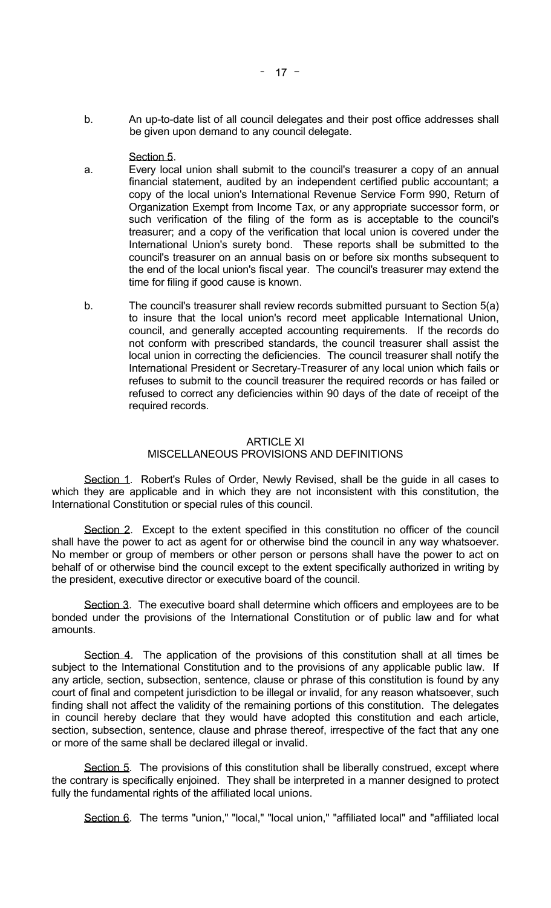b. An up-to-date list of all council delegates and their post office addresses shall be given upon demand to any council delegate.

Section 5.

a. Every local union shall submit to the council's treasurer a copy of an annual financial statement, audited by an independent certified public accountant; a copy of the local union's International Revenue Service Form 990, Return of Organization Exempt from Income Tax, or any appropriate successor form, or such verification of the filing of the form as is acceptable to the council's treasurer; and a copy of the verification that local union is covered under the International Union's surety bond. These reports shall be submitted to the council's treasurer on an annual basis on or before six months subsequent to the end of the local union's fiscal year. The council's treasurer may extend the time for filing if good cause is known.

b. The council's treasurer shall review records submitted pursuant to Section 5(a) to insure that the local union's record meet applicable International Union, council, and generally accepted accounting requirements. If the records do not conform with prescribed standards, the council treasurer shall assist the local union in correcting the deficiencies. The council treasurer shall notify the International President or Secretary-Treasurer of any local union which fails or refuses to submit to the council treasurer the required records or has failed or refused to correct any deficiencies within 90 days of the date of receipt of the required records.

## ARTICLE XI
## MISCELLANEOUS PROVISIONS AND DEFINITIONS

Section 1. Robert's Rules of Order, Newly Revised, shall be the guide in all cases to which they are applicable and in which they are not inconsistent with this constitution, the International Constitution or special rules of this council.

Section 2. Except to the extent specified in this constitution no officer of the council shall have the power to act as agent for or otherwise bind the council in any way whatsoever. No member or group of members or other person or persons shall have the power to act on behalf of or otherwise bind the council except to the extent specifically authorized in writing by the president, executive director or executive board of the council.

Section 3. The executive board shall determine which officers and employees are to be bonded under the provisions of the International Constitution or of public law and for what amounts.

Section 4. The application of the provisions of this constitution shall at all times be subject to the International Constitution and to the provisions of any applicable public law. If any article, section, subsection, sentence, clause or phrase of this constitution is found by any court of final and competent jurisdiction to be illegal or invalid, for any reason whatsoever, such finding shall not affect the validity of the remaining portions of this constitution. The delegates in council hereby declare that they would have adopted this constitution and each article, section, subsection, sentence, clause and phrase thereof, irrespective of the fact that any one or more of the same shall be declared illegal or invalid.

Section 5. The provisions of this constitution shall be liberally construed, except where the contrary is specifically enjoined. They shall be interpreted in a manner designed to protect fully the fundamental rights of the affiliated local unions.

Section 6. The terms "union," "local," "local union," "affiliated local" and "affiliated local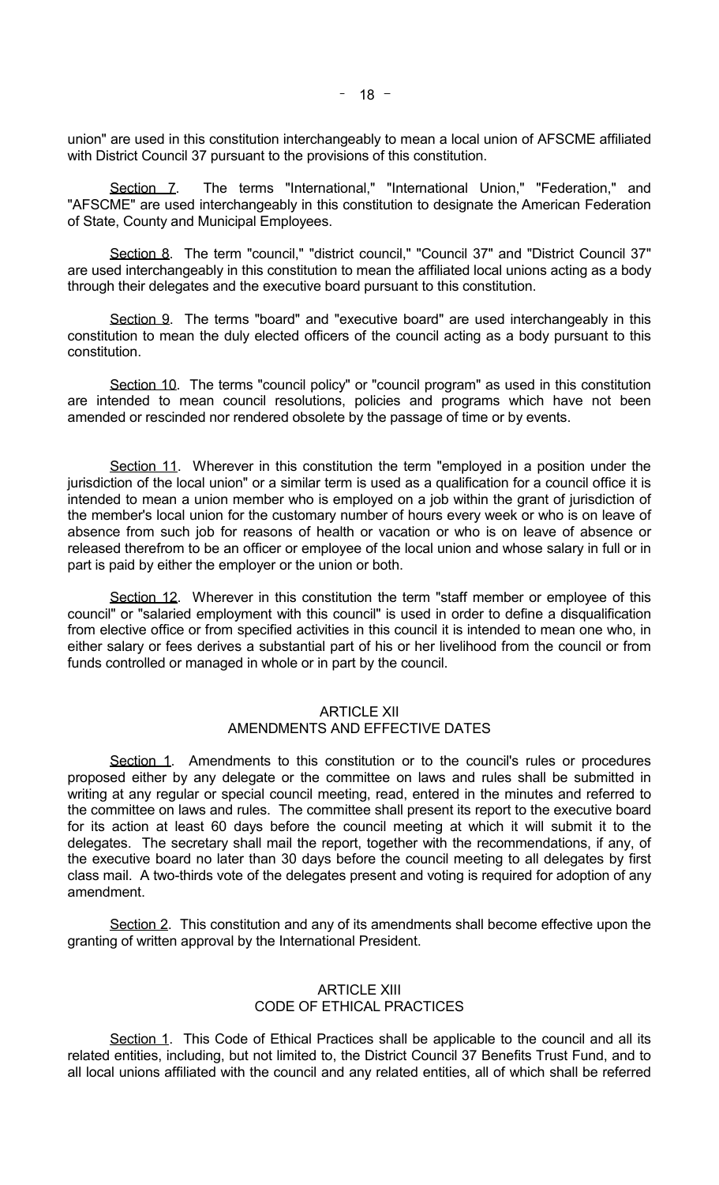union" are used in this constitution interchangeably to mean a local union of AFSCME affiliated with District Council 37 pursuant to the provisions of this constitution.

Section 7. The terms "International," "International Union," "Federation," and "AFSCME" are used interchangeably in this constitution to designate the American Federation of State, County and Municipal Employees.

Section 8. The term "council," "district council," "Council 37" and "District Council 37" are used interchangeably in this constitution to mean the affiliated local unions acting as a body through their delegates and the executive board pursuant to this constitution.

Section 9. The terms "board" and "executive board" are used interchangeably in this constitution to mean the duly elected officers of the council acting as a body pursuant to this constitution.

Section 10. The terms "council policy" or "council program" as used in this constitution are intended to mean council resolutions, policies and programs which have not been amended or rescinded nor rendered obsolete by the passage of time or by events.

Section 11. Wherever in this constitution the term "employed in a position under the jurisdiction of the local union" or a similar term is used as a qualification for a council office it is intended to mean a union member who is employed on a job within the grant of jurisdiction of the member's local union for the customary number of hours every week or who is on leave of absence from such job for reasons of health or vacation or who is on leave of absence or released therefrom to be an officer or employee of the local union and whose salary in full or in part is paid by either the employer or the union or both.

Section 12. Wherever in this constitution the term "staff member or employee of this council" or "salaried employment with this council" is used in order to define a disqualification from elective office or from specified activities in this council it is intended to mean one who, in either salary or fees derives a substantial part of his or her livelihood from the council or from funds controlled or managed in whole or in part by the council.

## ARTICLE XII
## AMENDMENTS AND EFFECTIVE DATES

Section 1. Amendments to this constitution or to the council's rules or procedures proposed either by any delegate or the committee on laws and rules shall be submitted in writing at any regular or special council meeting, read, entered in the minutes and referred to the committee on laws and rules. The committee shall present its report to the executive board for its action at least 60 days before the council meeting at which it will submit it to the delegates. The secretary shall mail the report, together with the recommendations, if any, of the executive board no later than 30 days before the council meeting to all delegates by first class mail. A two-thirds vote of the delegates present and voting is required for adoption of any amendment.

Section 2. This constitution and any of its amendments shall become effective upon the granting of written approval by the International President.

## ARTICLE XIII
## CODE OF ETHICAL PRACTICES

Section 1. This Code of Ethical Practices shall be applicable to the council and all its related entities, including, but not limited to, the District Council 37 Benefits Trust Fund, and to all local unions affiliated with the council and any related entities, all of which shall be referred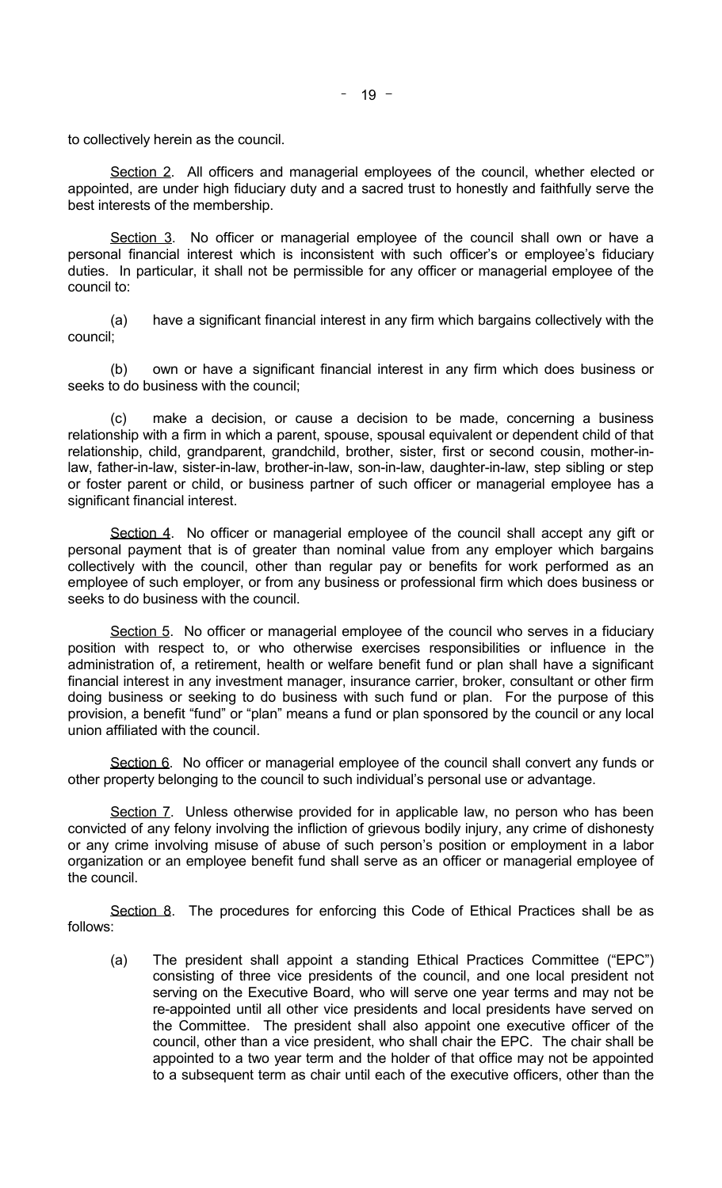to collectively herein as the council.

Section 2. All officers and managerial employees of the council, whether elected or appointed, are under high fiduciary duty and a sacred trust to honestly and faithfully serve the best interests of the membership.

Section 3. No officer or managerial employee of the council shall own or have a personal financial interest which is inconsistent with such officer's or employee's fiduciary duties. In particular, it shall not be permissible for any officer or managerial employee of the council to:

(a) have a significant financial interest in any firm which bargains collectively with the council;

(b) own or have a significant financial interest in any firm which does business or seeks to do business with the council;

(c) make a decision, or cause a decision to be made, concerning a business relationship with a firm in which a parent, spouse, spousal equivalent or dependent child of that relationship, child, grandparent, grandchild, brother, sister, first or second cousin, mother-in-law, father-in-law, sister-in-law, brother-in-law, son-in-law, daughter-in-law, step sibling or step or foster parent or child, or business partner of such officer or managerial employee has a significant financial interest.

Section 4. No officer or managerial employee of the council shall accept any gift or personal payment that is of greater than nominal value from any employer which bargains collectively with the council, other than regular pay or benefits for work performed as an employee of such employer, or from any business or professional firm which does business or seeks to do business with the council.

Section 5. No officer or managerial employee of the council who serves in a fiduciary position with respect to, or who otherwise exercises responsibilities or influence in the administration of, a retirement, health or welfare benefit fund or plan shall have a significant financial interest in any investment manager, insurance carrier, broker, consultant or other firm doing business or seeking to do business with such fund or plan. For the purpose of this provision, a benefit "fund" or "plan" means a fund or plan sponsored by the council or any local union affiliated with the council.

Section 6. No officer or managerial employee of the council shall convert any funds or other property belonging to the council to such individual's personal use or advantage.

Section 7. Unless otherwise provided for in applicable law, no person who has been convicted of any felony involving the infliction of grievous bodily injury, any crime of dishonesty or any crime involving misuse of abuse of such person's position or employment in a labor organization or an employee benefit fund shall serve as an officer or managerial employee of the council.

Section 8. The procedures for enforcing this Code of Ethical Practices shall be as follows:

(a) The president shall appoint a standing Ethical Practices Committee ("EPC") consisting of three vice presidents of the council, and one local president not serving on the Executive Board, who will serve one year terms and may not be re-appointed until all other vice presidents and local presidents have served on the Committee. The president shall also appoint one executive officer of the council, other than a vice president, who shall chair the EPC. The chair shall be appointed to a two year term and the holder of that office may not be appointed to a subsequent term as chair until each of the executive officers, other than the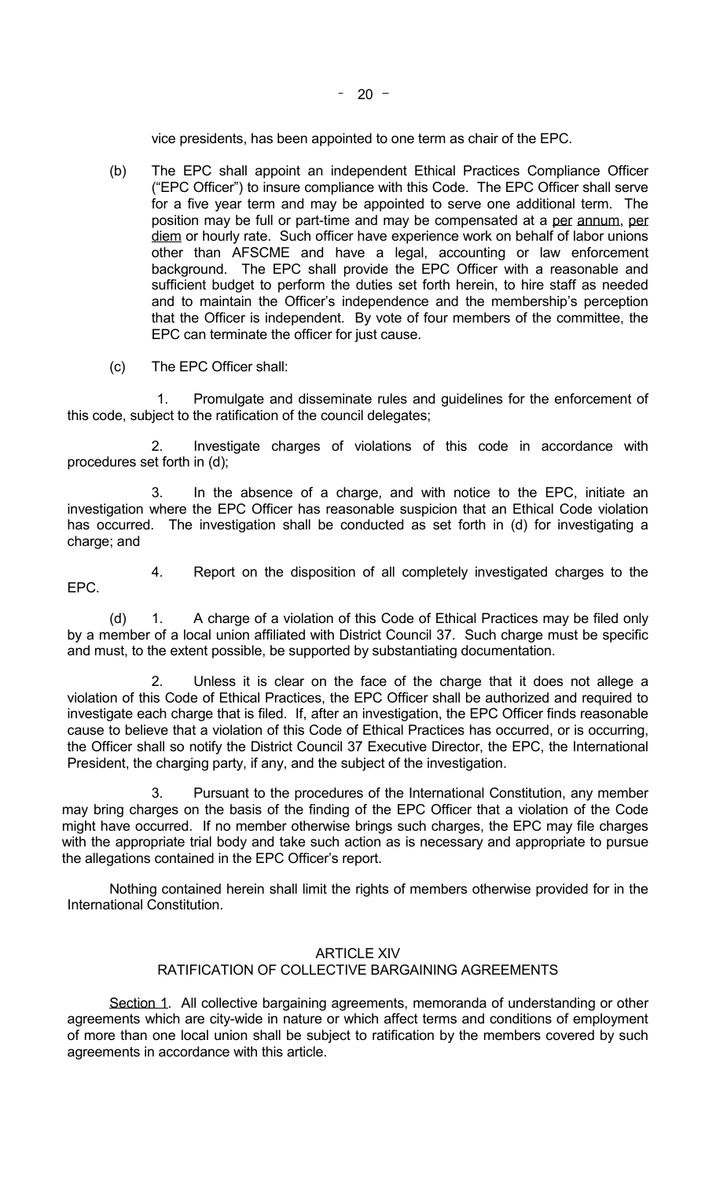vice presidents, has been appointed to one term as chair of the EPC.

(b) The EPC shall appoint an independent Ethical Practices Compliance Officer ("EPC Officer") to insure compliance with this Code. The EPC Officer shall serve for a five year term and may be appointed to serve one additional term. The position may be full or part-time and may be compensated at a per annum, per diem or hourly rate. Such officer have experience work on behalf of labor unions other than AFSCME and have a legal, accounting or law enforcement background. The EPC shall provide the EPC Officer with a reasonable and sufficient budget to perform the duties set forth herein, to hire staff as needed and to maintain the Officer's independence and the membership's perception that the Officer is independent. By vote of four members of the committee, the EPC can terminate the officer for just cause.

(c) The EPC Officer shall:

1. Promulgate and disseminate rules and guidelines for the enforcement of this code, subject to the ratification of the council delegates;

2. Investigate charges of violations of this code in accordance with procedures set forth in (d);

3. In the absence of a charge, and with notice to the EPC, initiate an investigation where the EPC Officer has reasonable suspicion that an Ethical Code violation has occurred. The investigation shall be conducted as set forth in (d) for investigating a charge; and

4. Report on the disposition of all completely investigated charges to the EPC.

(d) 1. A charge of a violation of this Code of Ethical Practices may be filed only by a member of a local union affiliated with District Council 37. Such charge must be specific and must, to the extent possible, be supported by substantiating documentation.

2. Unless it is clear on the face of the charge that it does not allege a violation of this Code of Ethical Practices, the EPC Officer shall be authorized and required to investigate each charge that is filed. If, after an investigation, the EPC Officer finds reasonable cause to believe that a violation of this Code of Ethical Practices has occurred, or is occurring, the Officer shall so notify the District Council 37 Executive Director, the EPC, the International President, the charging party, if any, and the subject of the investigation.

3. Pursuant to the procedures of the International Constitution, any member may bring charges on the basis of the finding of the EPC Officer that a violation of the Code might have occurred. If no member otherwise brings such charges, the EPC may file charges with the appropriate trial body and take such action as is necessary and appropriate to pursue the allegations contained in the EPC Officer's report.

Nothing contained herein shall limit the rights of members otherwise provided for in the International Constitution.

## ARTICLE XIV
## RATIFICATION OF COLLECTIVE BARGAINING AGREEMENTS

Section 1. All collective bargaining agreements, memoranda of understanding or other agreements which are city-wide in nature or which affect terms and conditions of employment of more than one local union shall be subject to ratification by the members covered by such agreements in accordance with this article.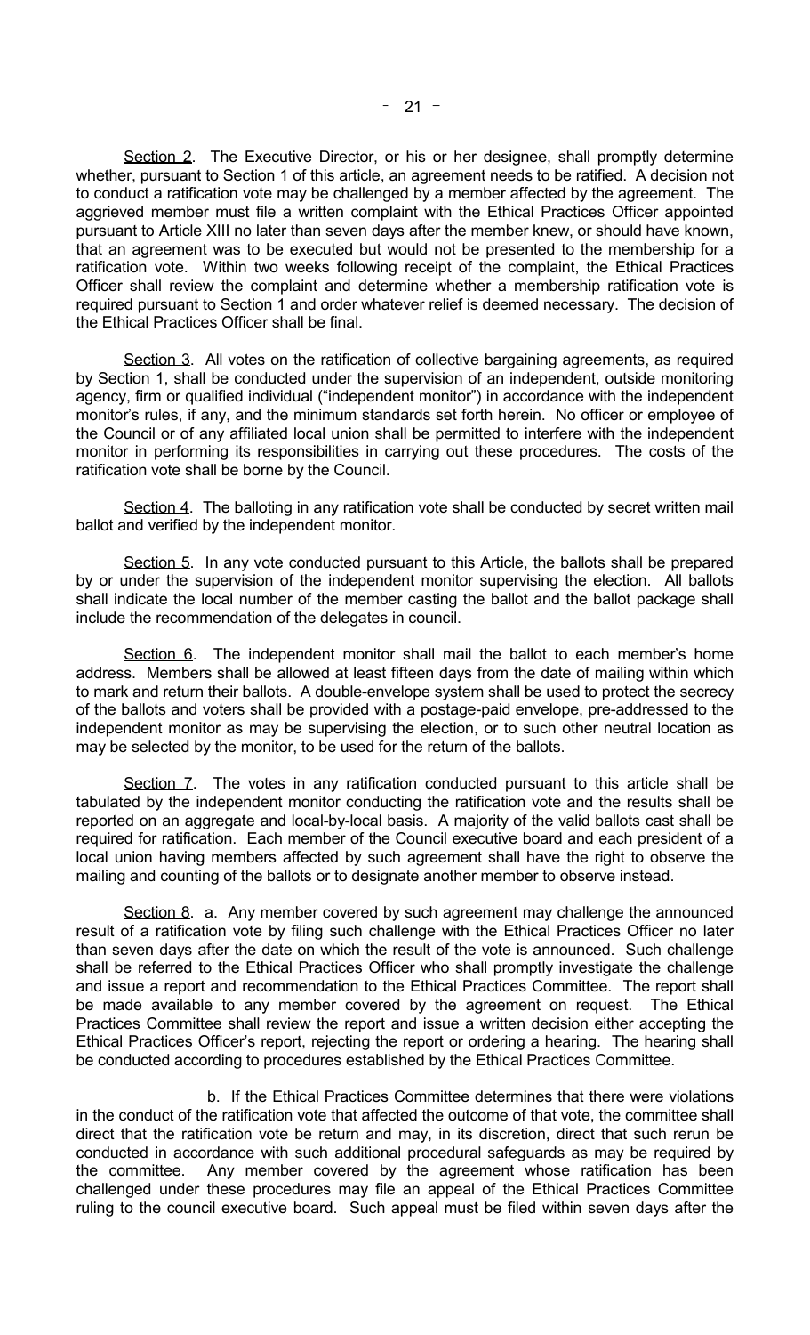Section 2. The Executive Director, or his or her designee, shall promptly determine whether, pursuant to Section 1 of this article, an agreement needs to be ratified. A decision not to conduct a ratification vote may be challenged by a member affected by the agreement. The aggrieved member must file a written complaint with the Ethical Practices Officer appointed pursuant to Article XIII no later than seven days after the member knew, or should have known, that an agreement was to be executed but would not be presented to the membership for a ratification vote. Within two weeks following receipt of the complaint, the Ethical Practices Officer shall review the complaint and determine whether a membership ratification vote is required pursuant to Section 1 and order whatever relief is deemed necessary. The decision of the Ethical Practices Officer shall be final.

Section 3. All votes on the ratification of collective bargaining agreements, as required by Section 1, shall be conducted under the supervision of an independent, outside monitoring agency, firm or qualified individual ("independent monitor") in accordance with the independent monitor's rules, if any, and the minimum standards set forth herein. No officer or employee of the Council or of any affiliated local union shall be permitted to interfere with the independent monitor in performing its responsibilities in carrying out these procedures. The costs of the ratification vote shall be borne by the Council.

Section 4. The balloting in any ratification vote shall be conducted by secret written mail ballot and verified by the independent monitor.

Section 5. In any vote conducted pursuant to this Article, the ballots shall be prepared by or under the supervision of the independent monitor supervising the election. All ballots shall indicate the local number of the member casting the ballot and the ballot package shall include the recommendation of the delegates in council.

Section 6. The independent monitor shall mail the ballot to each member's home address. Members shall be allowed at least fifteen days from the date of mailing within which to mark and return their ballots. A double-envelope system shall be used to protect the secrecy of the ballots and voters shall be provided with a postage-paid envelope, pre-addressed to the independent monitor as may be supervising the election, or to such other neutral location as may be selected by the monitor, to be used for the return of the ballots.

Section 7. The votes in any ratification conducted pursuant to this article shall be tabulated by the independent monitor conducting the ratification vote and the results shall be reported on an aggregate and local-by-local basis. A majority of the valid ballots cast shall be required for ratification. Each member of the Council executive board and each president of a local union having members affected by such agreement shall have the right to observe the mailing and counting of the ballots or to designate another member to observe instead.

Section 8. a. Any member covered by such agreement may challenge the announced result of a ratification vote by filing such challenge with the Ethical Practices Officer no later than seven days after the date on which the result of the vote is announced. Such challenge shall be referred to the Ethical Practices Officer who shall promptly investigate the challenge and issue a report and recommendation to the Ethical Practices Committee. The report shall be made available to any member covered by the agreement on request. The Ethical Practices Committee shall review the report and issue a written decision either accepting the Ethical Practices Officer's report, rejecting the report or ordering a hearing. The hearing shall be conducted according to procedures established by the Ethical Practices Committee.

b. If the Ethical Practices Committee determines that there were violations in the conduct of the ratification vote that affected the outcome of that vote, the committee shall direct that the ratification vote be return and may, in its discretion, direct that such rerun be conducted in accordance with such additional procedural safeguards as may be required by the committee. Any member covered by the agreement whose ratification has been challenged under these procedures may file an appeal of the Ethical Practices Committee ruling to the council executive board. Such appeal must be filed within seven days after the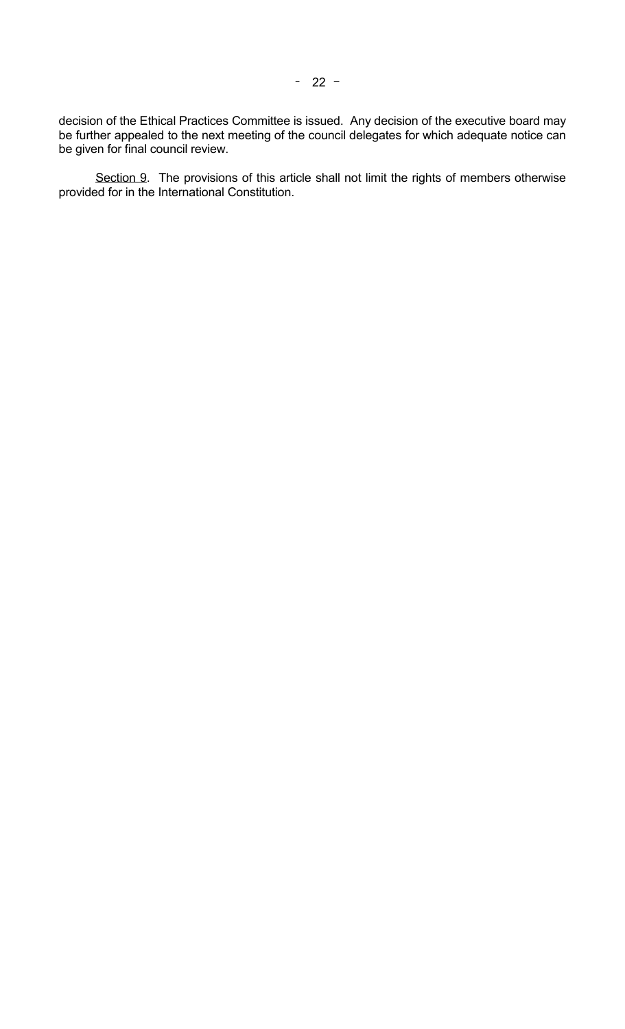decision of the Ethical Practices Committee is issued. Any decision of the executive board may be further appealed to the next meeting of the council delegates for which adequate notice can be given for final council review.

Section 9. The provisions of this article shall not limit the rights of members otherwise provided for in the International Constitution.